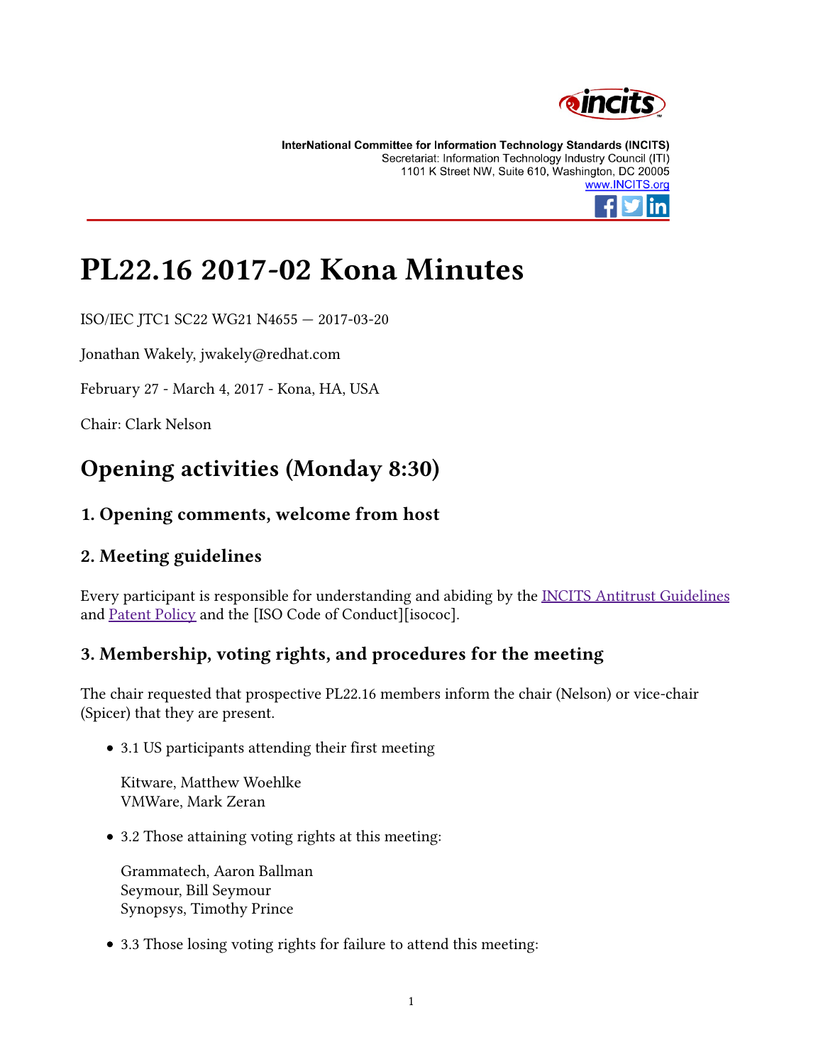InterNational Committee for Information Technology Standards (INCITS)
Secretariat: Information Technology Industry Council (ITI)
1101 K Street NW, Suite 610, Washington, DC 20005
www.INCITS.org

# PL22.16 2017-02 Kona Minutes

ISO/IEC JTC1 SC22 WG21 N4655 — 2017-03-20

Jonathan Wakely, jwakely@redhat.com

February 27 - March 4, 2017 - Kona, HA, USA

Chair: Clark Nelson

## Opening activities (Monday 8:30)

### 1. Opening comments, welcome from host

### 2. Meeting guidelines

Every participant is responsible for understanding and abiding by the INCITS Antitrust Guidelines and Patent Policy and the [ISO Code of Conduct][isococ].

### 3. Membership, voting rights, and procedures for the meeting

The chair requested that prospective PL22.16 members inform the chair (Nelson) or vice-chair (Spicer) that they are present.

- 3.1 US participants attending their first meeting

  Kitware, Matthew Woehlke
  VMWare, Mark Zeran

- 3.2 Those attaining voting rights at this meeting:

  Grammatech, Aaron Ballman
  Seymour, Bill Seymour
  Synopsys, Timothy Prince

- 3.3 Those losing voting rights for failure to attend this meeting: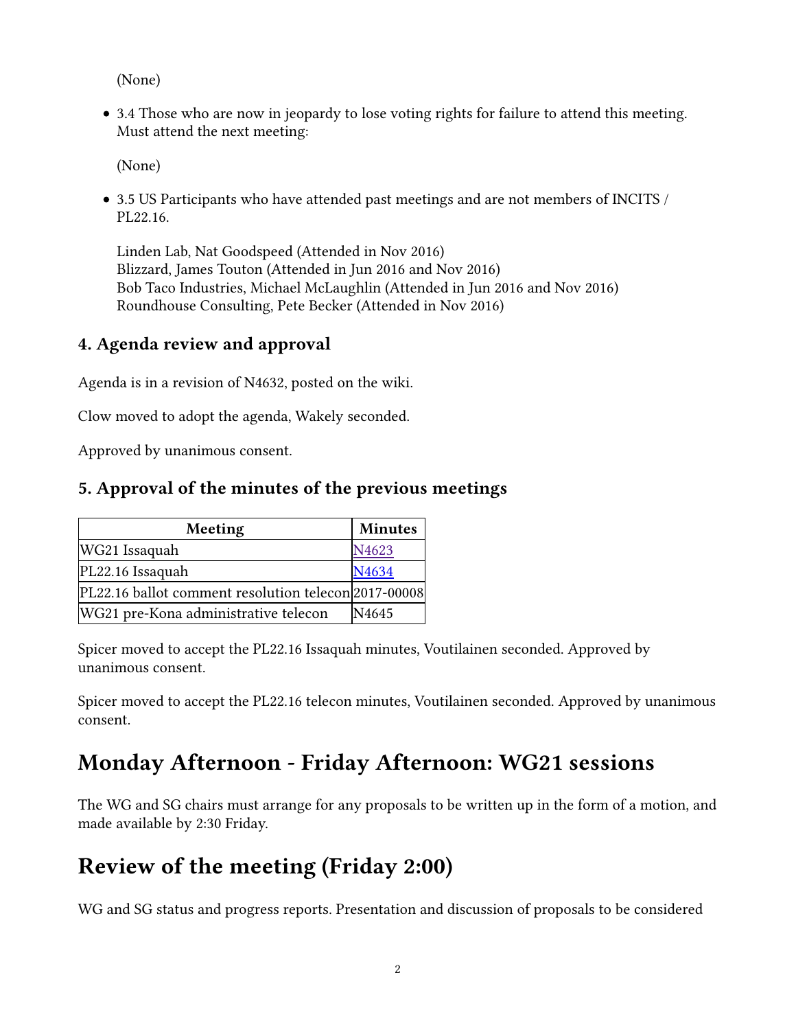(None)

- 3.4 Those who are now in jeopardy to lose voting rights for failure to attend this meeting. Must attend the next meeting:

  (None)

- 3.5 US Participants who have attended past meetings and are not members of INCITS / PL22.16.

  Linden Lab, Nat Goodspeed (Attended in Nov 2016)
  Blizzard, James Touton (Attended in Jun 2016 and Nov 2016)
  Bob Taco Industries, Michael McLaughlin (Attended in Jun 2016 and Nov 2016)
  Roundhouse Consulting, Pete Becker (Attended in Nov 2016)

### 4. Agenda review and approval

Agenda is in a revision of N4632, posted on the wiki.

Clow moved to adopt the agenda, Wakely seconded.

Approved by unanimous consent.

### 5. Approval of the minutes of the previous meetings

| Meeting | Minutes |
| --- | --- |
| WG21 Issaquah | N4623 |
| PL22.16 Issaquah | N4634 |
| PL22.16 ballot comment resolution telecon | 2017-00008 |
| WG21 pre-Kona administrative telecon | N4645 |

Spicer moved to accept the PL22.16 Issaquah minutes, Voutilainen seconded. Approved by unanimous consent.

Spicer moved to accept the PL22.16 telecon minutes, Voutilainen seconded. Approved by unanimous consent.

## Monday Afternoon - Friday Afternoon: WG21 sessions

The WG and SG chairs must arrange for any proposals to be written up in the form of a motion, and made available by 2:30 Friday.

## Review of the meeting (Friday 2:00)

WG and SG status and progress reports. Presentation and discussion of proposals to be considered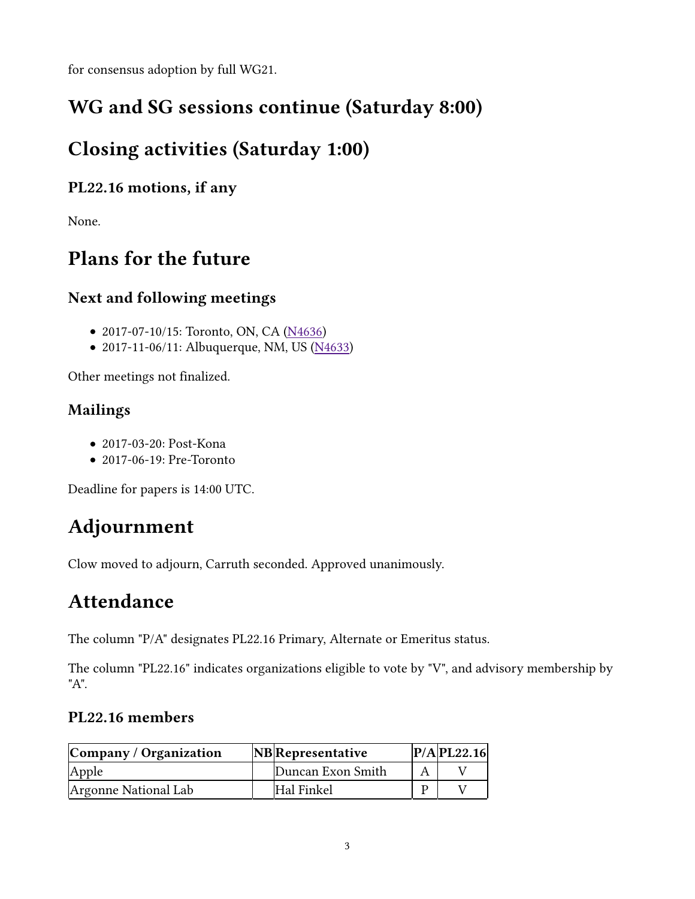for consensus adoption by full WG21.

# WG and SG sessions continue (Saturday 8:00)

# Closing activities (Saturday 1:00)

## PL22.16 motions, if any

None.

# Plans for the future

## Next and following meetings

- 2017-07-10/15: Toronto, ON, CA (N4636)
- 2017-11-06/11: Albuquerque, NM, US (N4633)

Other meetings not finalized.

## Mailings

- 2017-03-20: Post-Kona
- 2017-06-19: Pre-Toronto

Deadline for papers is 14:00 UTC.

# Adjournment

Clow moved to adjourn, Carruth seconded. Approved unanimously.

# Attendance

The column "P/A" designates PL22.16 Primary, Alternate or Emeritus status.

The column "PL22.16" indicates organizations eligible to vote by "V", and advisory membership by "A".

## PL22.16 members

| Company / Organization | NB | Representative | P/A | PL22.16 |
|---|---|---|---|---|
| Apple | | Duncan Exon Smith | A | V |
| Argonne National Lab | | Hal Finkel | P | V |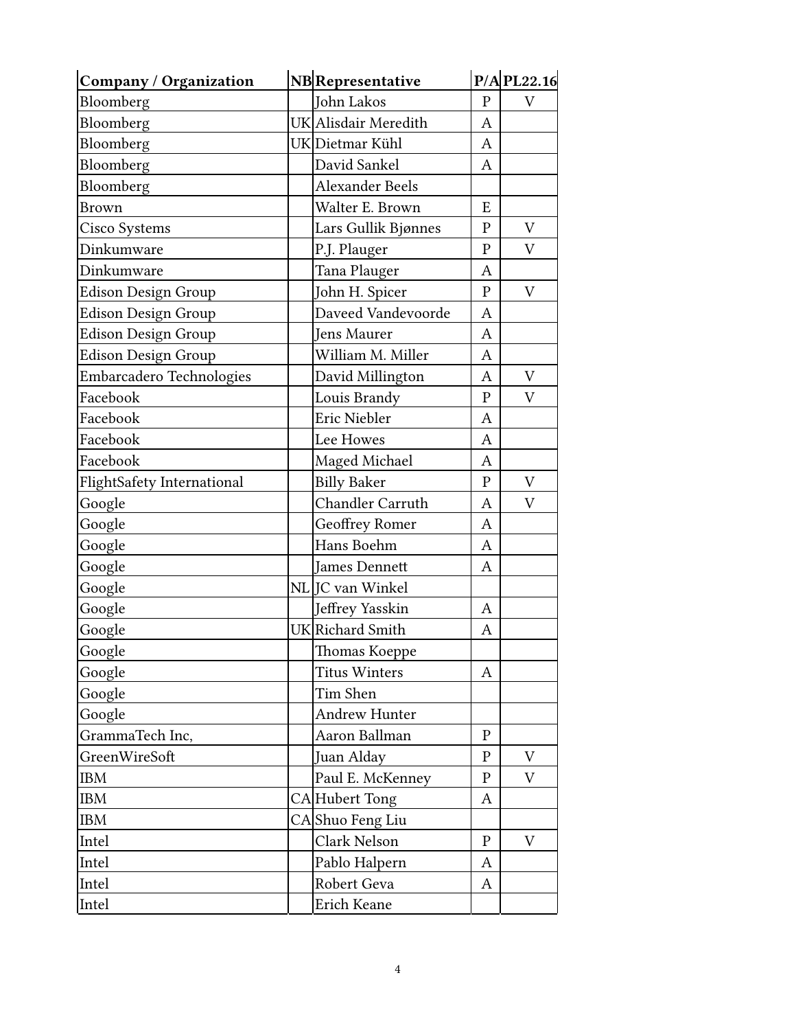| Company / Organization | NB | Representative | P/A | PL22.16 |
| --- | --- | --- | --- | --- |
| Bloomberg | | John Lakos | P | V |
| Bloomberg | UK | Alisdair Meredith | A | |
| Bloomberg | UK | Dietmar Kühl | A | |
| Bloomberg | | David Sankel | A | |
| Bloomberg | | Alexander Beels | | |
| Brown | | Walter E. Brown | E | |
| Cisco Systems | | Lars Gullik Bjønnes | P | V |
| Dinkumware | | P.J. Plauger | P | V |
| Dinkumware | | Tana Plauger | A | |
| Edison Design Group | | John H. Spicer | P | V |
| Edison Design Group | | Daveed Vandevoorde | A | |
| Edison Design Group | | Jens Maurer | A | |
| Edison Design Group | | William M. Miller | A | |
| Embarcadero Technologies | | David Millington | A | V |
| Facebook | | Louis Brandy | P | V |
| Facebook | | Eric Niebler | A | |
| Facebook | | Lee Howes | A | |
| Facebook | | Maged Michael | A | |
| FlightSafety International | | Billy Baker | P | V |
| Google | | Chandler Carruth | A | V |
| Google | | Geoffrey Romer | A | |
| Google | | Hans Boehm | A | |
| Google | | James Dennett | A | |
| Google | NL | JC van Winkel | | |
| Google | | Jeffrey Yasskin | A | |
| Google | UK | Richard Smith | A | |
| Google | | Thomas Koeppe | | |
| Google | | Titus Winters | A | |
| Google | | Tim Shen | | |
| Google | | Andrew Hunter | | |
| GrammaTech Inc, | | Aaron Ballman | P | |
| GreenWireSoft | | Juan Alday | P | V |
| IBM | | Paul E. McKenney | P | V |
| IBM | CA | Hubert Tong | A | |
| IBM | CA | Shuo Feng Liu | | |
| Intel | | Clark Nelson | P | V |
| Intel | | Pablo Halpern | A | |
| Intel | | Robert Geva | A | |
| Intel | | Erich Keane | | |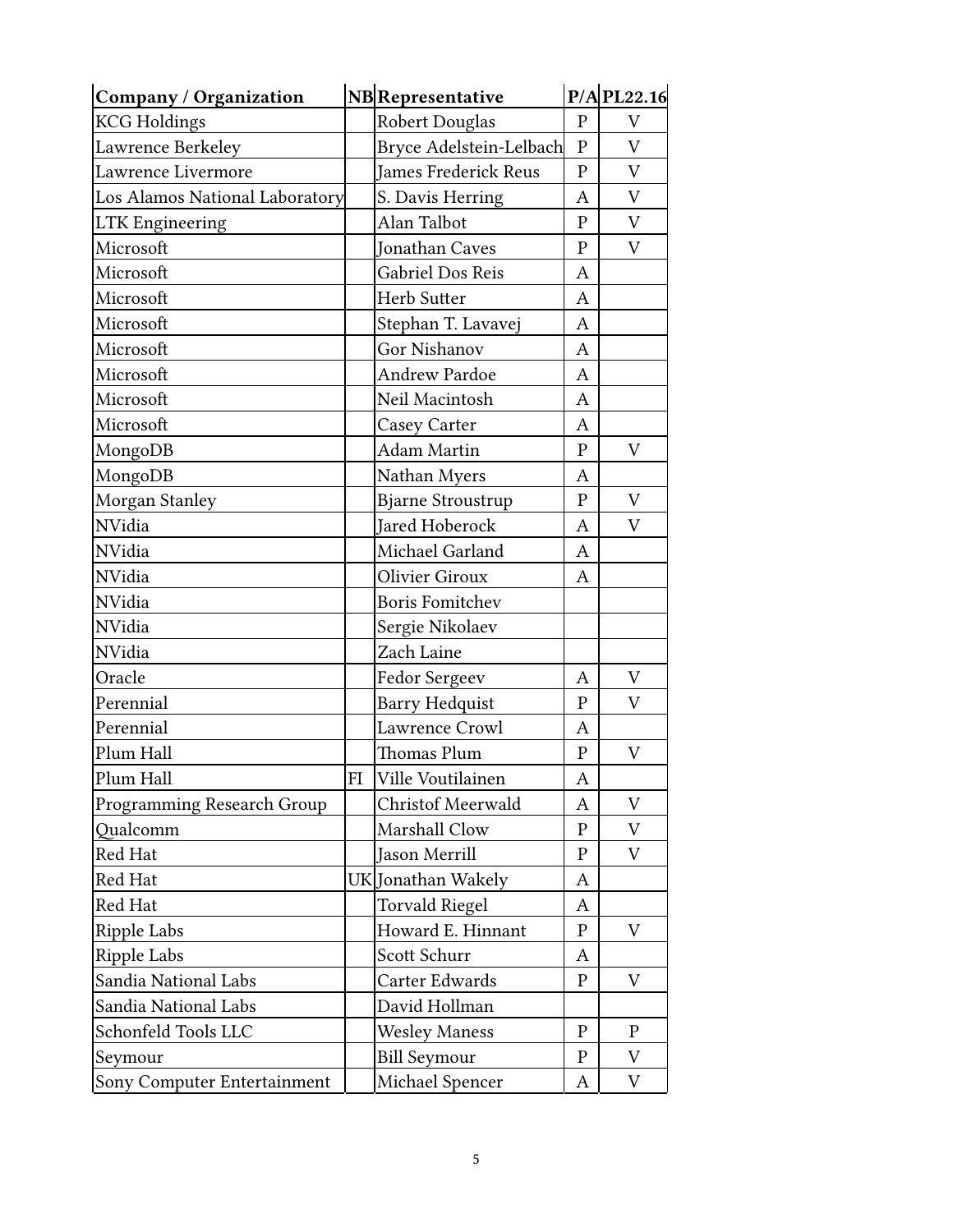| Company / Organization | NB | Representative | P/A | PL22.16 |
|---|---|---|---|---|
| KCG Holdings | | Robert Douglas | P | V |
| Lawrence Berkeley | | Bryce Adelstein-Lelbach | P | V |
| Lawrence Livermore | | James Frederick Reus | P | V |
| Los Alamos National Laboratory | | S. Davis Herring | A | V |
| LTK Engineering | | Alan Talbot | P | V |
| Microsoft | | Jonathan Caves | P | V |
| Microsoft | | Gabriel Dos Reis | A | |
| Microsoft | | Herb Sutter | A | |
| Microsoft | | Stephan T. Lavavej | A | |
| Microsoft | | Gor Nishanov | A | |
| Microsoft | | Andrew Pardoe | A | |
| Microsoft | | Neil Macintosh | A | |
| Microsoft | | Casey Carter | A | |
| MongoDB | | Adam Martin | P | V |
| MongoDB | | Nathan Myers | A | |
| Morgan Stanley | | Bjarne Stroustrup | P | V |
| NVidia | | Jared Hoberock | A | V |
| NVidia | | Michael Garland | A | |
| NVidia | | Olivier Giroux | A | |
| NVidia | | Boris Fomitchev | | |
| NVidia | | Sergie Nikolaev | | |
| NVidia | | Zach Laine | | |
| Oracle | | Fedor Sergeev | A | V |
| Perennial | | Barry Hedquist | P | V |
| Perennial | | Lawrence Crowl | A | |
| Plum Hall | | Thomas Plum | P | V |
| Plum Hall | FI | Ville Voutilainen | A | |
| Programming Research Group | | Christof Meerwald | A | V |
| Qualcomm | | Marshall Clow | P | V |
| Red Hat | | Jason Merrill | P | V |
| Red Hat | UK | Jonathan Wakely | A | |
| Red Hat | | Torvald Riegel | A | |
| Ripple Labs | | Howard E. Hinnant | P | V |
| Ripple Labs | | Scott Schurr | A | |
| Sandia National Labs | | Carter Edwards | P | V |
| Sandia National Labs | | David Hollman | | |
| Schonfeld Tools LLC | | Wesley Maness | P | P |
| Seymour | | Bill Seymour | P | V |
| Sony Computer Entertainment | | Michael Spencer | A | V |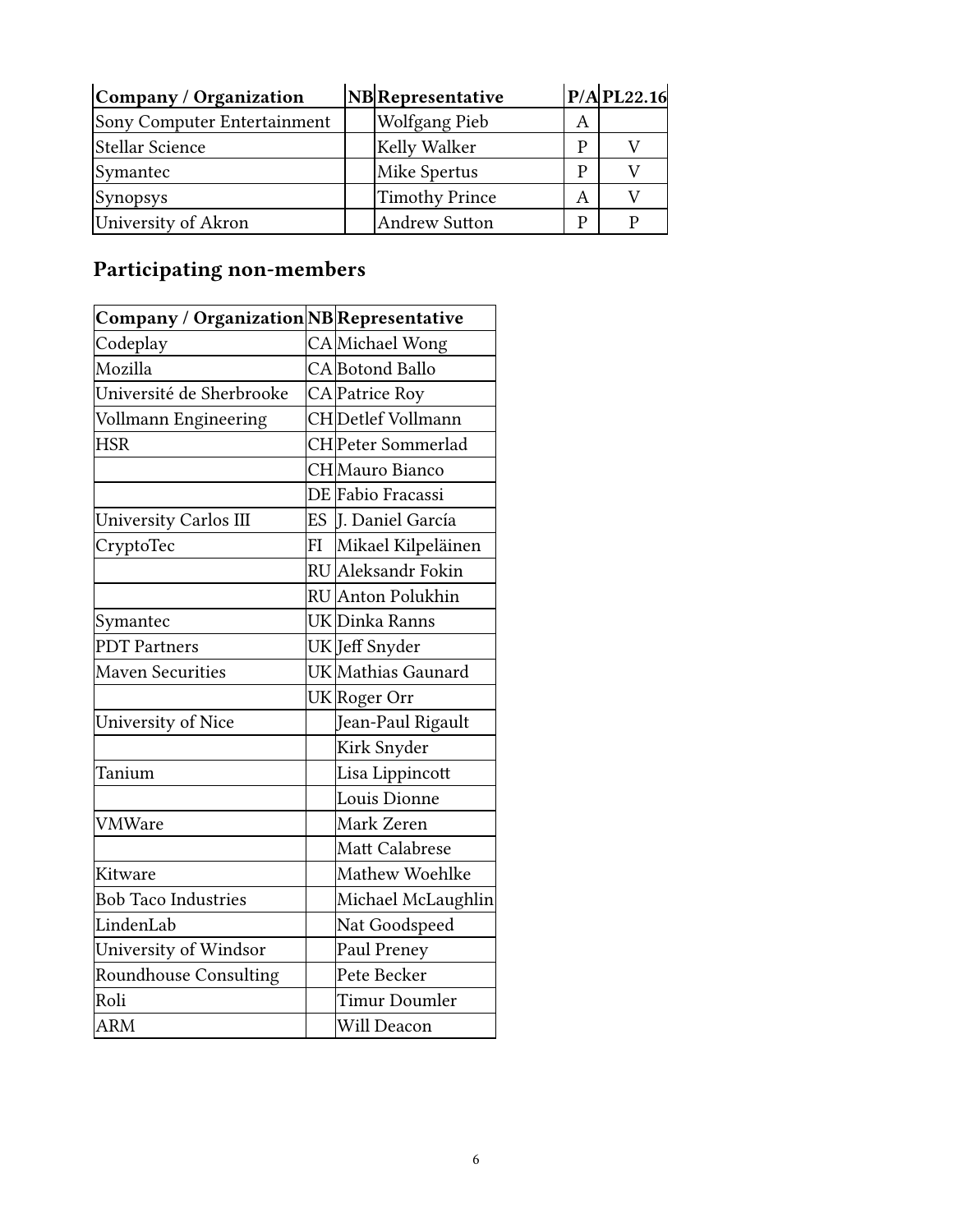| Company / Organization | NB | Representative | P/A | PL22.16 |
|---|---|---|---|---|
| Sony Computer Entertainment | | Wolfgang Pieb | A | |
| Stellar Science | | Kelly Walker | P | V |
| Symantec | | Mike Spertus | P | V |
| Synopsys | | Timothy Prince | A | V |
| University of Akron | | Andrew Sutton | P | P |

## Participating non-members

| Company / Organization | NB | Representative |
|---|---|---|
| Codeplay | CA | Michael Wong |
| Mozilla | CA | Botond Ballo |
| Université de Sherbrooke | CA | Patrice Roy |
| Vollmann Engineering | CH | Detlef Vollmann |
| HSR | CH | Peter Sommerlad |
| | CH | Mauro Bianco |
| | DE | Fabio Fracassi |
| University Carlos III | ES | J. Daniel García |
| CryptoTec | FI | Mikael Kilpeläinen |
| | RU | Aleksandr Fokin |
| | RU | Anton Polukhin |
| Symantec | UK | Dinka Ranns |
| PDT Partners | UK | Jeff Snyder |
| Maven Securities | UK | Mathias Gaunard |
| | UK | Roger Orr |
| University of Nice | | Jean-Paul Rigault |
| | | Kirk Snyder |
| Tanium | | Lisa Lippincott |
| | | Louis Dionne |
| VMWare | | Mark Zeren |
| | | Matt Calabrese |
| Kitware | | Mathew Woehlke |
| Bob Taco Industries | | Michael McLaughlin |
| LindenLab | | Nat Goodspeed |
| University of Windsor | | Paul Preney |
| Roundhouse Consulting | | Pete Becker |
| Roli | | Timur Doumler |
| ARM | | Will Deacon |